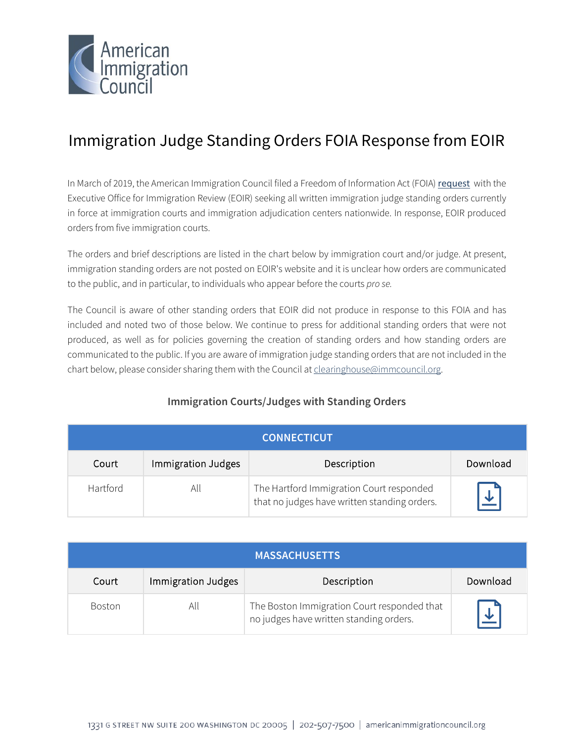American Immigration Council

# Immigration Judge Standing Orders FOIA Response from EOIR

In March of 2019, the American Immigration Council filed a Freedom of Information Act (FOIA) request with the Executive Office for Immigration Review (EOIR) seeking all written immigration judge standing orders currently in force at immigration courts and immigration adjudication centers nationwide. In response, EOIR produced orders from five immigration courts.

The orders and brief descriptions are listed in the chart below by immigration court and/or judge. At present, immigration standing orders are not posted on EOIR's website and it is unclear how orders are communicated to the public, and in particular, to individuals who appear before the courts *pro se.*

The Council is aware of other standing orders that EOIR did not produce in response to this FOIA and has included and noted two of those below. We continue to press for additional standing orders that were not produced, as well as for policies governing the creation of standing orders and how standing orders are communicated to the public. If you are aware of immigration judge standing orders that are not included in the chart below, please consider sharing them with the Council at clearinghouse@immcouncil.org.

### Immigration Courts/Judges with Standing Orders

| CONNECTICUT | | | |
|---|---|---|---|
| Court | Immigration Judges | Description | Download |
| Hartford | All | The Hartford Immigration Court responded that no judges have written standing orders. | |

| MASSACHUSETTS | | | |
|---|---|---|---|
| Court | Immigration Judges | Description | Download |
| Boston | All | The Boston Immigration Court responded that no judges have written standing orders. | |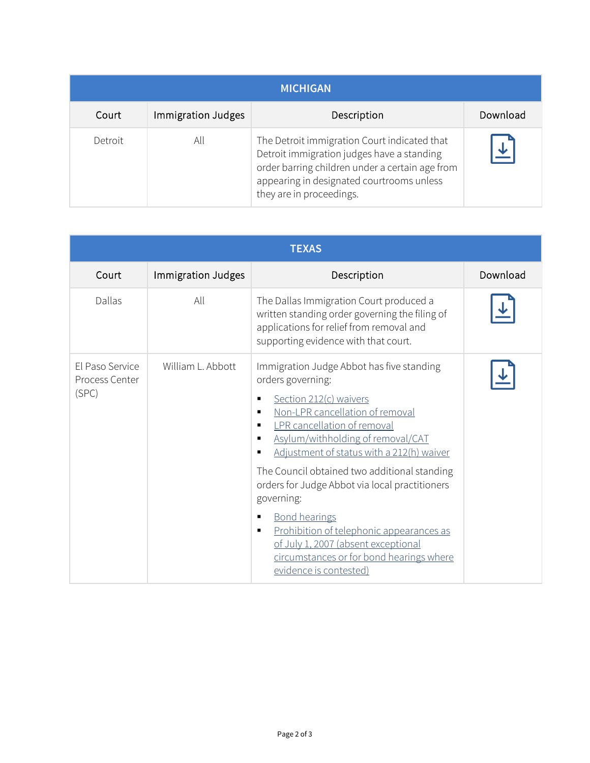| MICHIGAN | | | |
|---|---|---|---|
| **Court** | **Immigration Judges** | **Description** | **Download** |
| Detroit | All | The Detroit immigration Court indicated that Detroit immigration judges have a standing order barring children under a certain age from appearing in designated courtrooms unless they are in proceedings. | |

| TEXAS | | | |
|---|---|---|---|
| **Court** | **Immigration Judges** | **Description** | **Download** |
| Dallas | All | The Dallas Immigration Court produced a written standing order governing the filing of applications for relief from removal and supporting evidence with that court. | |
| El Paso Service Process Center (SPC) | William L. Abbott | Immigration Judge Abbot has five standing orders governing: <br>▪ Section 212(c) waivers <br>▪ Non-LPR cancellation of removal <br>▪ LPR cancellation of removal <br>▪ Asylum/withholding of removal/CAT <br>▪ Adjustment of status with a 212(h) waiver <br><br>The Council obtained two additional standing orders for Judge Abbot via local practitioners governing: <br>▪ Bond hearings <br>▪ Prohibition of telephonic appearances as of July 1, 2007 (absent exceptional circumstances or for bond hearings where evidence is contested) | |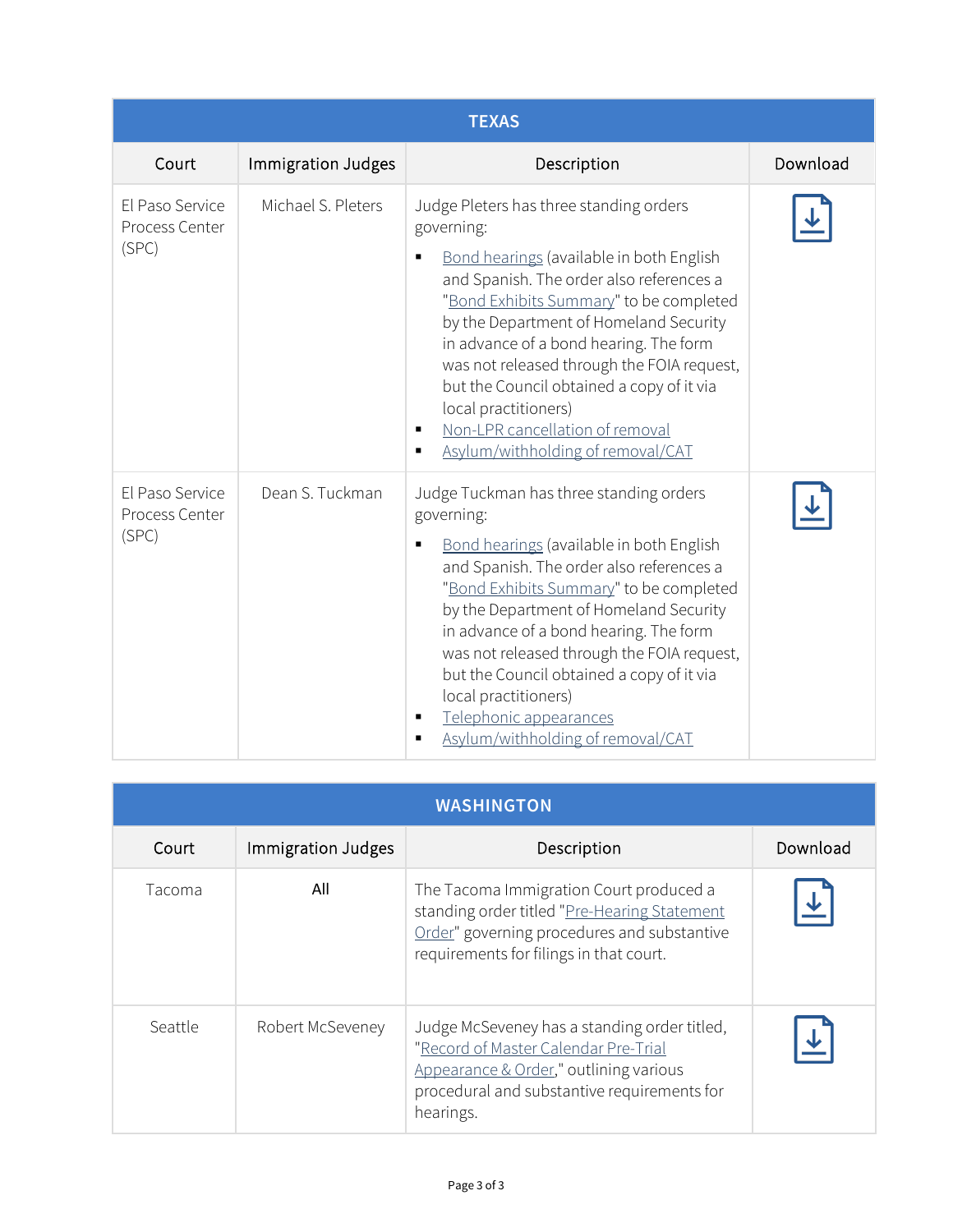| TEXAS | | | |
|---|---|---|---|
| Court | Immigration Judges | Description | Download |
| El Paso Service Process Center (SPC) | Michael S. Pleters | Judge Pleters has three standing orders governing:<br>▪ Bond hearings (available in both English and Spanish. The order also references a "Bond Exhibits Summary" to be completed by the Department of Homeland Security in advance of a bond hearing. The form was not released through the FOIA request, but the Council obtained a copy of it via local practitioners)<br>▪ Non-LPR cancellation of removal<br>▪ Asylum/withholding of removal/CAT | |
| El Paso Service Process Center (SPC) | Dean S. Tuckman | Judge Tuckman has three standing orders governing:<br>▪ Bond hearings (available in both English and Spanish. The order also references a "Bond Exhibits Summary" to be completed by the Department of Homeland Security in advance of a bond hearing. The form was not released through the FOIA request, but the Council obtained a copy of it via local practitioners)<br>▪ Telephonic appearances<br>▪ Asylum/withholding of removal/CAT | |

| WASHINGTON | | | |
|---|---|---|---|
| Court | Immigration Judges | Description | Download |
| Tacoma | All | The Tacoma Immigration Court produced a standing order titled "Pre-Hearing Statement Order" governing procedures and substantive requirements for filings in that court. | |
| Seattle | Robert McSeveney | Judge McSeveney has a standing order titled, "Record of Master Calendar Pre-Trial Appearance & Order," outlining various procedural and substantive requirements for hearings. | |